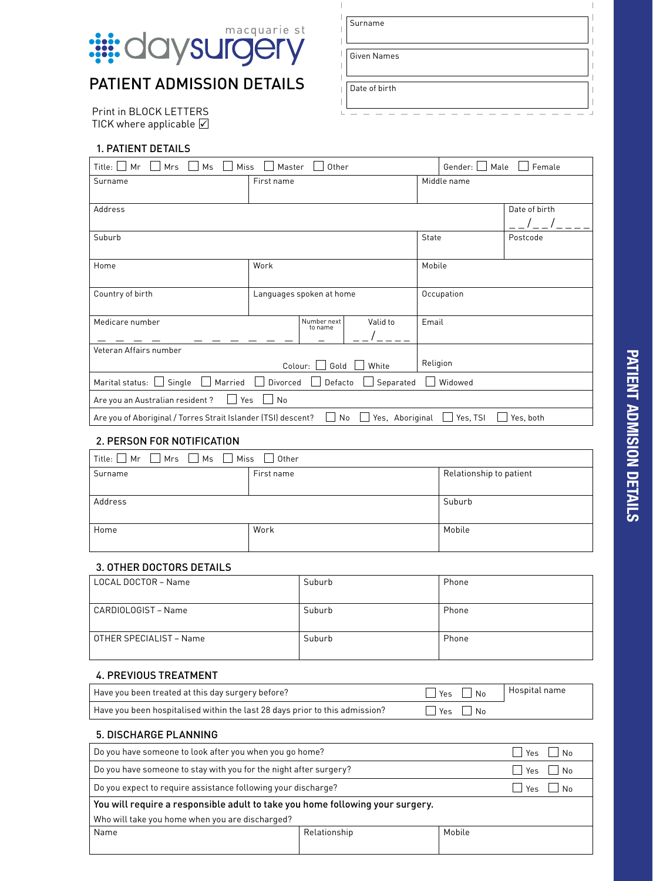macquarie st daysurgery

# PATIENT ADMISSION DETAILS

| Surname |
|---|
| Given Names |
| Date of birth |

Print in BLOCK LETTERS
TICK where applicable ☑

## 1. PATIENT DETAILS

| Title: ☐ Mr ☐ Mrs ☐ Ms ☐ Miss ☐ Master ☐ Other | | | Gender: ☐ Male ☐ Female |
|---|---|---|---|
| Surname | First name | Middle name | |
| Address | | | Date of birth __/__/____ |
| Suburb | | State | Postcode |
| Home | Work | Mobile | |
| Country of birth | Languages spoken at home | Occupation | |
| Medicare number | Number next to name / Valid to __/____ | Email | |
| Veteran Affairs number — Colour: ☐ Gold ☐ White | | Religion | |
| Marital status: ☐ Single ☐ Married ☐ Divorced ☐ Defacto ☐ Separated ☐ Widowed | | | |
| Are you an Australian resident ? ☐ Yes ☐ No | | | |
| Are you of Aboriginal / Torres Strait Islander (TSI) descent? ☐ No ☐ Yes, Aboriginal ☐ Yes, TSI ☐ Yes, both | | | |

## 2. PERSON FOR NOTIFICATION

| Title: ☐ Mr ☐ Mrs ☐ Ms ☐ Miss ☐ Other | | |
|---|---|---|
| Surname | First name | Relationship to patient |
| Address | | Suburb |
| Home | Work | Mobile |

## 3. OTHER DOCTORS DETAILS

| LOCAL DOCTOR – Name | Suburb | Phone |
|---|---|---|
| CARDIOLOGIST – Name | Suburb | Phone |
| OTHER SPECIALIST – Name | Suburb | Phone |

## 4. PREVIOUS TREATMENT

| Have you been treated at this day surgery before? | ☐ Yes ☐ No | Hospital name |
|---|---|---|
| Have you been hospitalised within the last 28 days prior to this admission? | ☐ Yes ☐ No | |

## 5. DISCHARGE PLANNING

| Do you have someone to look after you when you go home? | ☐ Yes ☐ No |
|---|---|
| Do you have someone to stay with you for the night after surgery? | ☐ Yes ☐ No |
| Do you expect to require assistance following your discharge? | ☐ Yes ☐ No |

**You will require a responsible adult to take you home following your surgery.**

Who will take you home when you are discharged?

| Name | Relationship | Mobile |
|---|---|---|
| | | |

PATIENT ADMISION DETAILS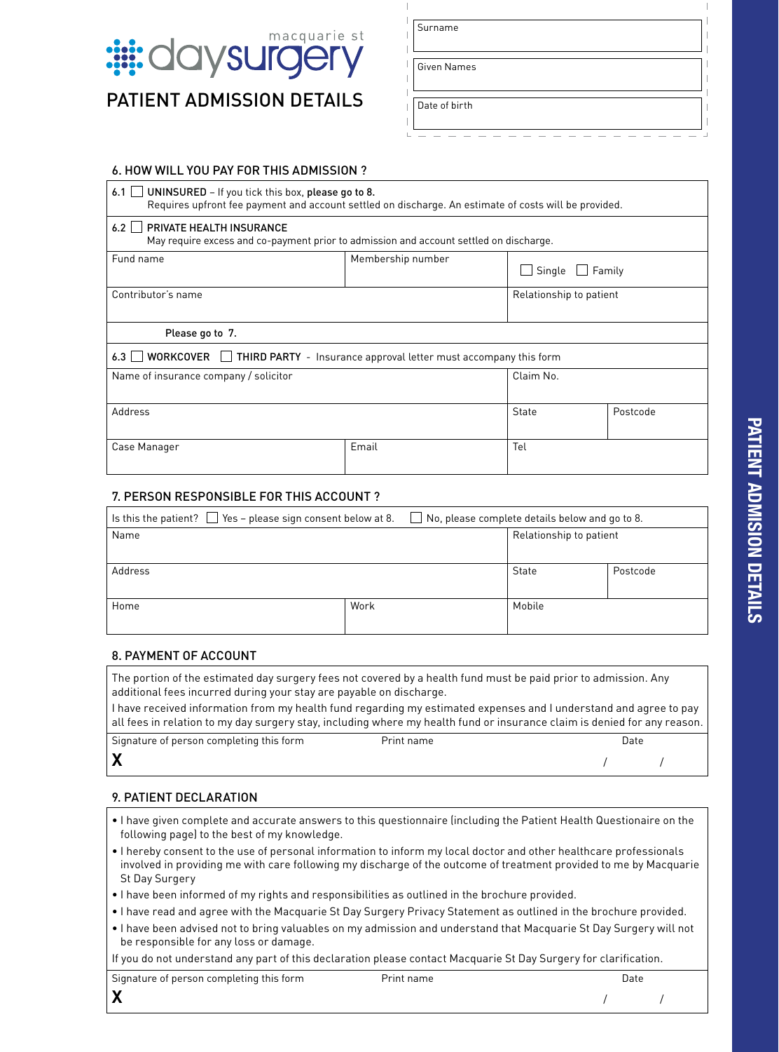macquarie st daysurgery

# PATIENT ADMISSION DETAILS

| Surname |
|---|
| Given Names |
| Date of birth |

## 6. HOW WILL YOU PAY FOR THIS ADMISSION ?

6.1 ☐ **UNINSURED** – If you tick this box, please go to 8.
Requires upfront fee payment and account settled on discharge. An estimate of costs will be provided.

6.2 ☐ **PRIVATE HEALTH INSURANCE**
May require excess and co-payment prior to admission and account settled on discharge.

| Fund name | Membership number | ☐ Single ☐ Family |
|---|---|---|
| Contributor's name | | Relationship to patient |

Please go to 7.

6.3 ☐ **WORKCOVER** ☐ **THIRD PARTY** - Insurance approval letter must accompany this form

| Name of insurance company / solicitor | | Claim No. | |
|---|---|---|---|
| Address | | State | Postcode |
| Case Manager | Email | Tel | |

## 7. PERSON RESPONSIBLE FOR THIS ACCOUNT ?

Is this the patient? ☐ Yes – please sign consent below at 8. ☐ No, please complete details below and go to 8.

| Name | | Relationship to patient | |
|---|---|---|---|
| Address | | State | Postcode |
| Home | Work | Mobile | |

## 8. PAYMENT OF ACCOUNT

The portion of the estimated day surgery fees not covered by a health fund must be paid prior to admission. Any additional fees incurred during your stay are payable on discharge.

I have received information from my health fund regarding my estimated expenses and I understand and agree to pay all fees in relation to my day surgery stay, including where my health fund or insurance claim is denied for any reason.

| Signature of person completing this form | Print name | Date |
|---|---|---|
| **X** | | / / |

## 9. PATIENT DECLARATION

- I have given complete and accurate answers to this questionnaire (including the Patient Health Questionaire on the following page) to the best of my knowledge.
- I hereby consent to the use of personal information to inform my local doctor and other healthcare professionals involved in providing me with care following my discharge of the outcome of treatment provided to me by Macquarie St Day Surgery
- I have been informed of my rights and responsibilities as outlined in the brochure provided.
- I have read and agree with the Macquarie St Day Surgery Privacy Statement as outlined in the brochure provided.
- I have been advised not to bring valuables on my admission and understand that Macquarie St Day Surgery will not be responsible for any loss or damage.

If you do not understand any part of this declaration please contact Macquarie St Day Surgery for clarification.

| Signature of person completing this form | Print name | Date |
|---|---|---|
| **X** | | / / |

PATIENT ADMISION DETAILS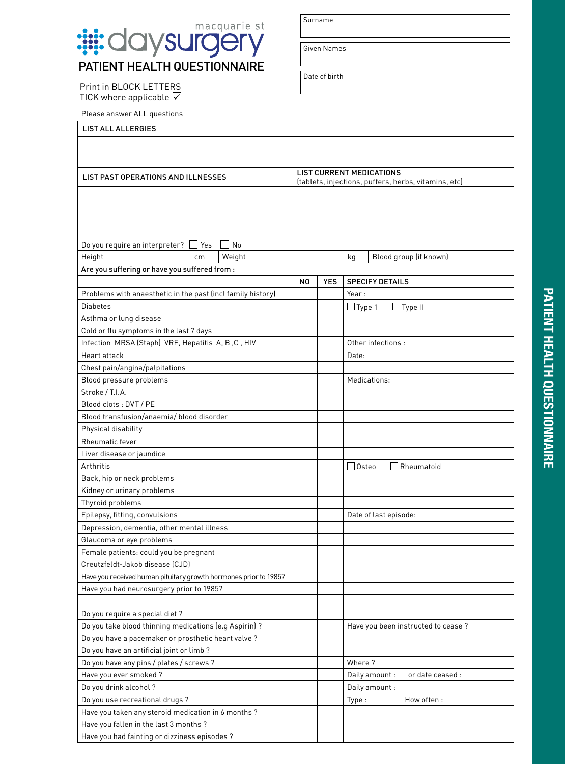# macquarie st daysurgery

## PATIENT HEALTH QUESTIONNAIRE

Print in BLOCK LETTERS
TICK where applicable ☑

| |
|---|
| Surname |
| Given Names |
| Date of birth |

Please answer ALL questions

| LIST ALL ALLERGIES | |
|---|---|
| | |
| **LIST PAST OPERATIONS AND ILLNESSES** | **LIST CURRENT MEDICATIONS** (tablets, injections, puffers, herbs, vitamins, etc) |
| | |

Do you require an interpreter? ☐ Yes ☐ No

Height cm | Weight kg | Blood group (if known)

**Are you suffering or have you suffered from :**

| | NO | YES | SPECIFY DETAILS |
|---|---|---|---|
| Problems with anaesthetic in the past (incl family history) | | | Year : |
| Diabetes | | | ☐ Type 1 ☐ Type II |
| Asthma or lung disease | | | |
| Cold or flu symptoms in the last 7 days | | | |
| Infection MRSA (Staph) VRE, Hepatitis A, B ,C , HIV | | | Other infections : |
| Heart attack | | | Date: |
| Chest pain/angina/palpitations | | | |
| Blood pressure problems | | | Medications: |
| Stroke / T.I.A. | | | |
| Blood clots : DVT / PE | | | |
| Blood transfusion/anaemia/ blood disorder | | | |
| Physical disability | | | |
| Rheumatic fever | | | |
| Liver disease or jaundice | | | |
| Arthritis | | | ☐ Osteo ☐ Rheumatoid |
| Back, hip or neck problems | | | |
| Kidney or urinary problems | | | |
| Thyroid problems | | | |
| Epilepsy, fitting, convulsions | | | Date of last episode: |
| Depression, dementia, other mental illness | | | |
| Glaucoma or eye problems | | | |
| Female patients: could you be pregnant | | | |
| Creutzfeldt-Jakob disease (CJD) | | | |
| Have you received human pituitary growth hormones prior to 1985? | | | |
| Have you had neurosurgery prior to 1985? | | | |
| | | | |
| Do you require a special diet ? | | | |
| Do you take blood thinning medications (e.g Aspirin) ? | | | Have you been instructed to cease ? |
| Do you have a pacemaker or prosthetic heart valve ? | | | |
| Do you have an artificial joint or limb ? | | | |
| Do you have any pins / plates / screws ? | | | Where ? |
| Have you ever smoked ? | | | Daily amount : or date ceased : |
| Do you drink alcohol ? | | | Daily amount : |
| Do you use recreational drugs ? | | | Type : How often : |
| Have you taken any steroid medication in 6 months ? | | | |
| Have you fallen in the last 3 months ? | | | |
| Have you had fainting or dizziness episodes ? | | | |

PATIENT HEALTH QUESTIONNAIRE